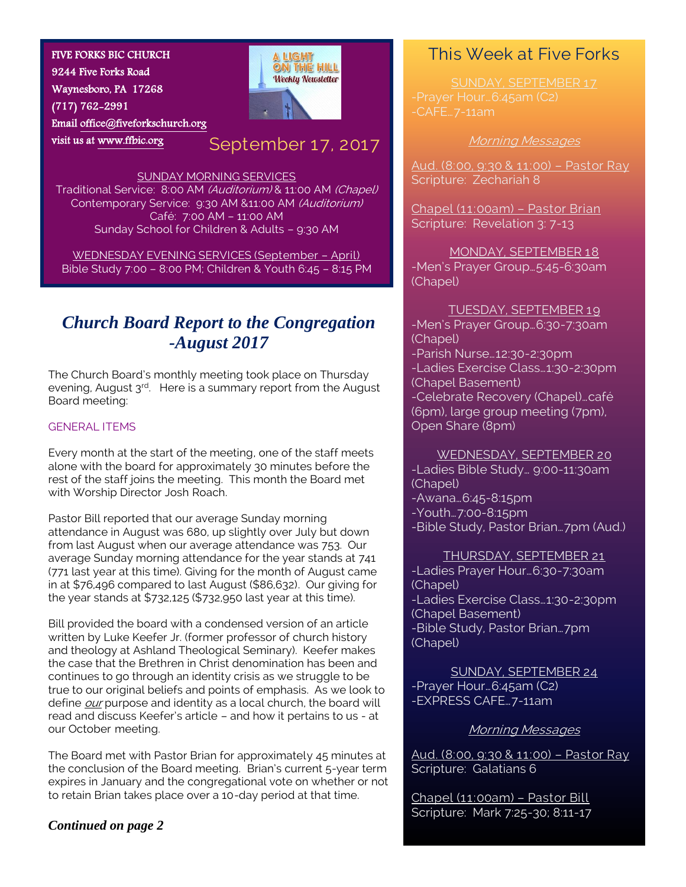FIVE FORKS BIC CHURCH
9244 Five Forks Road
Waynesboro, PA 17268
(717) 762-2991
Email office@fiveforkschurch.org
visit us at www.ffbic.org

A LIGHT ON THE HILL
Weekly Newsletter

September 17, 2017

SUNDAY MORNING SERVICES
Traditional Service: 8:00 AM *(Auditorium)* & 11:00 AM *(Chapel)*
Contemporary Service: 9:30 AM &11:00 AM *(Auditorium)*
Café: 7:00 AM – 11:00 AM
Sunday School for Children & Adults – 9:30 AM

WEDNESDAY EVENING SERVICES (September – April)
Bible Study 7:00 – 8:00 PM; Children & Youth 6:45 – 8:15 PM

# *Church Board Report to the Congregation -August 2017*

The Church Board's monthly meeting took place on Thursday evening, August 3rd. Here is a summary report from the August Board meeting:

GENERAL ITEMS

Every month at the start of the meeting, one of the staff meets alone with the board for approximately 30 minutes before the rest of the staff joins the meeting. This month the Board met with Worship Director Josh Roach.

Pastor Bill reported that our average Sunday morning attendance in August was 680, up slightly over July but down from last August when our average attendance was 753. Our average Sunday morning attendance for the year stands at 741 (771 last year at this time). Giving for the month of August came in at $76,496 compared to last August ($86,632). Our giving for the year stands at $732,125 ($732,950 last year at this time).

Bill provided the board with a condensed version of an article written by Luke Keefer Jr. (former professor of church history and theology at Ashland Theological Seminary). Keefer makes the case that the Brethren in Christ denomination has been and continues to go through an identity crisis as we struggle to be true to our original beliefs and points of emphasis. As we look to define *our* purpose and identity as a local church, the board will read and discuss Keefer's article – and how it pertains to us - at our October meeting.

The Board met with Pastor Brian for approximately 45 minutes at the conclusion of the Board meeting. Brian's current 5-year term expires in January and the congregational vote on whether or not to retain Brian takes place over a 10-day period at that time.

***Continued on page 2***

## This Week at Five Forks

SUNDAY, SEPTEMBER 17
-Prayer Hour…6:45am (C2)
-CAFE…7-11am

*Morning Messages*

Aud. (8:00, 9:30 & 11:00) – Pastor Ray
Scripture: Zechariah 8

Chapel (11:00am) – Pastor Brian
Scripture: Revelation 3: 7-13

MONDAY, SEPTEMBER 18
-Men's Prayer Group…5:45-6:30am (Chapel)

TUESDAY, SEPTEMBER 19
-Men's Prayer Group…6:30-7:30am (Chapel)
-Parish Nurse…12:30-2:30pm
-Ladies Exercise Class…1:30-2:30pm (Chapel Basement)
-Celebrate Recovery (Chapel)…café (6pm), large group meeting (7pm), Open Share (8pm)

WEDNESDAY, SEPTEMBER 20
-Ladies Bible Study… 9:00-11:30am (Chapel)
-Awana…6:45-8:15pm
-Youth…7:00-8:15pm
-Bible Study, Pastor Brian…7pm (Aud.)

THURSDAY, SEPTEMBER 21
-Ladies Prayer Hour…6:30-7:30am (Chapel)
-Ladies Exercise Class…1:30-2:30pm (Chapel Basement)
-Bible Study, Pastor Brian…7pm (Chapel)

SUNDAY, SEPTEMBER 24
-Prayer Hour…6:45am (C2)
-EXPRESS CAFE…7-11am

*Morning Messages*

Aud. (8:00, 9:30 & 11:00) – Pastor Ray
Scripture: Galatians 6

Chapel (11:00am) – Pastor Bill
Scripture: Mark 7:25-30; 8:11-17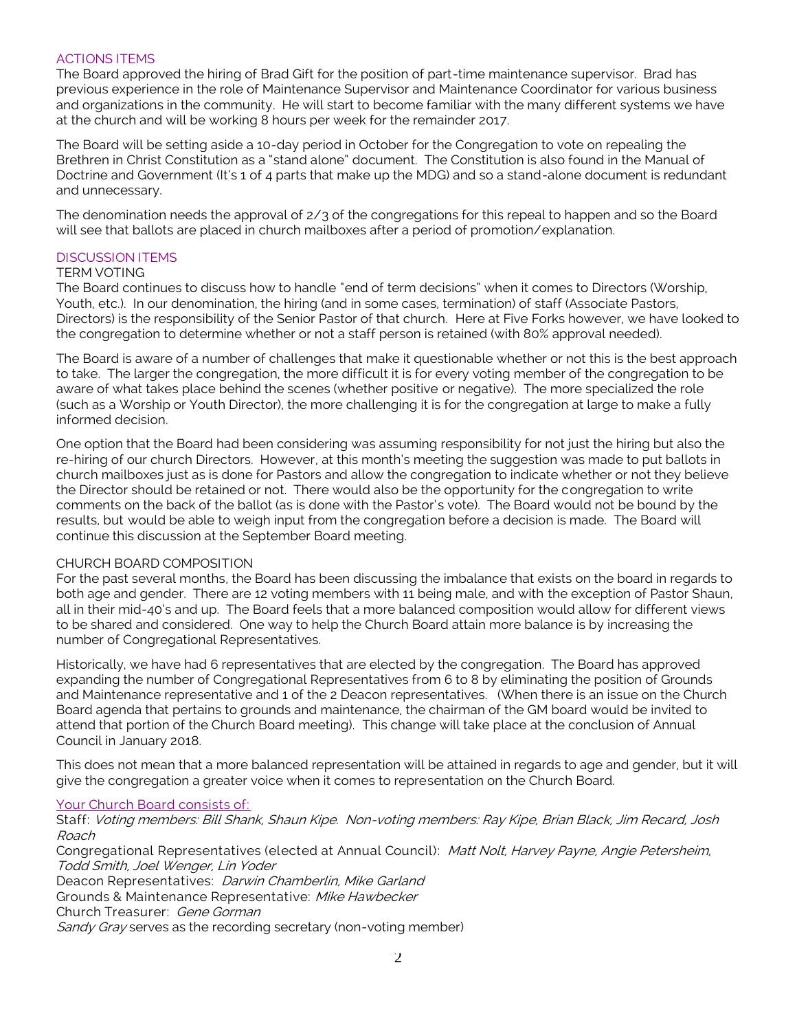## ACTIONS ITEMS

The Board approved the hiring of Brad Gift for the position of part-time maintenance supervisor. Brad has previous experience in the role of Maintenance Supervisor and Maintenance Coordinator for various business and organizations in the community. He will start to become familiar with the many different systems we have at the church and will be working 8 hours per week for the remainder 2017.

The Board will be setting aside a 10-day period in October for the Congregation to vote on repealing the Brethren in Christ Constitution as a "stand alone" document. The Constitution is also found in the Manual of Doctrine and Government (It's 1 of 4 parts that make up the MDG) and so a stand-alone document is redundant and unnecessary.

The denomination needs the approval of 2/3 of the congregations for this repeal to happen and so the Board will see that ballots are placed in church mailboxes after a period of promotion/explanation.

## DISCUSSION ITEMS

### TERM VOTING

The Board continues to discuss how to handle "end of term decisions" when it comes to Directors (Worship, Youth, etc.). In our denomination, the hiring (and in some cases, termination) of staff (Associate Pastors, Directors) is the responsibility of the Senior Pastor of that church. Here at Five Forks however, we have looked to the congregation to determine whether or not a staff person is retained (with 80% approval needed).

The Board is aware of a number of challenges that make it questionable whether or not this is the best approach to take. The larger the congregation, the more difficult it is for every voting member of the congregation to be aware of what takes place behind the scenes (whether positive or negative). The more specialized the role (such as a Worship or Youth Director), the more challenging it is for the congregation at large to make a fully informed decision.

One option that the Board had been considering was assuming responsibility for not just the hiring but also the re-hiring of our church Directors. However, at this month's meeting the suggestion was made to put ballots in church mailboxes just as is done for Pastors and allow the congregation to indicate whether or not they believe the Director should be retained or not. There would also be the opportunity for the congregation to write comments on the back of the ballot (as is done with the Pastor's vote). The Board would not be bound by the results, but would be able to weigh input from the congregation before a decision is made. The Board will continue this discussion at the September Board meeting.

### CHURCH BOARD COMPOSITION

For the past several months, the Board has been discussing the imbalance that exists on the board in regards to both age and gender. There are 12 voting members with 11 being male, and with the exception of Pastor Shaun, all in their mid-40's and up. The Board feels that a more balanced composition would allow for different views to be shared and considered. One way to help the Church Board attain more balance is by increasing the number of Congregational Representatives.

Historically, we have had 6 representatives that are elected by the congregation. The Board has approved expanding the number of Congregational Representatives from 6 to 8 by eliminating the position of Grounds and Maintenance representative and 1 of the 2 Deacon representatives. (When there is an issue on the Church Board agenda that pertains to grounds and maintenance, the chairman of the GM board would be invited to attend that portion of the Church Board meeting). This change will take place at the conclusion of Annual Council in January 2018.

This does not mean that a more balanced representation will be attained in regards to age and gender, but it will give the congregation a greater voice when it comes to representation on the Church Board.

### Your Church Board consists of:

Staff: *Voting members: Bill Shank, Shaun Kipe. Non-voting members: Ray Kipe, Brian Black, Jim Recard, Josh Roach*
Congregational Representatives (elected at Annual Council): *Matt Nolt, Harvey Payne, Angie Petersheim, Todd Smith, Joel Wenger, Lin Yoder*
Deacon Representatives: *Darwin Chamberlin, Mike Garland*
Grounds & Maintenance Representative: *Mike Hawbecker*
Church Treasurer: *Gene Gorman*
*Sandy Gray* serves as the recording secretary (non-voting member)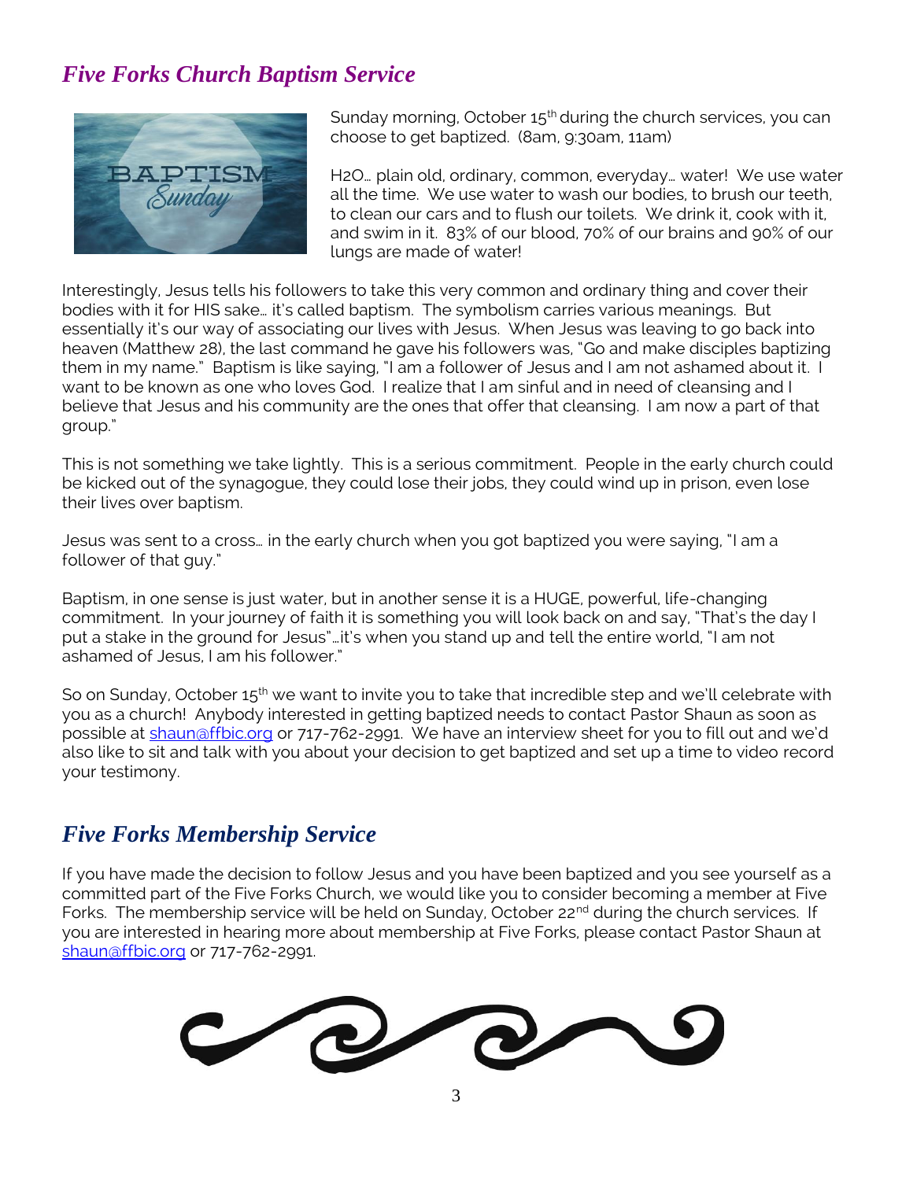## *Five Forks Church Baptism Service*

Sunday morning, October 15th during the church services, you can choose to get baptized. (8am, 9:30am, 11am)

H2O… plain old, ordinary, common, everyday… water! We use water all the time. We use water to wash our bodies, to brush our teeth, to clean our cars and to flush our toilets. We drink it, cook with it, and swim in it. 83% of our blood, 70% of our brains and 90% of our lungs are made of water!

Interestingly, Jesus tells his followers to take this very common and ordinary thing and cover their bodies with it for HIS sake… it's called baptism. The symbolism carries various meanings. But essentially it's our way of associating our lives with Jesus. When Jesus was leaving to go back into heaven (Matthew 28), the last command he gave his followers was, "Go and make disciples baptizing them in my name." Baptism is like saying, "I am a follower of Jesus and I am not ashamed about it. I want to be known as one who loves God. I realize that I am sinful and in need of cleansing and I believe that Jesus and his community are the ones that offer that cleansing. I am now a part of that group."

This is not something we take lightly. This is a serious commitment. People in the early church could be kicked out of the synagogue, they could lose their jobs, they could wind up in prison, even lose their lives over baptism.

Jesus was sent to a cross… in the early church when you got baptized you were saying, "I am a follower of that guy."

Baptism, in one sense is just water, but in another sense it is a HUGE, powerful, life-changing commitment. In your journey of faith it is something you will look back on and say, "That's the day I put a stake in the ground for Jesus"…it's when you stand up and tell the entire world, "I am not ashamed of Jesus, I am his follower."

So on Sunday, October 15th we want to invite you to take that incredible step and we'll celebrate with you as a church! Anybody interested in getting baptized needs to contact Pastor Shaun as soon as possible at shaun@ffbic.org or 717-762-2991. We have an interview sheet for you to fill out and we'd also like to sit and talk with you about your decision to get baptized and set up a time to video record your testimony.

## *Five Forks Membership Service*

If you have made the decision to follow Jesus and you have been baptized and you see yourself as a committed part of the Five Forks Church, we would like you to consider becoming a member at Five Forks. The membership service will be held on Sunday, October 22nd during the church services. If you are interested in hearing more about membership at Five Forks, please contact Pastor Shaun at shaun@ffbic.org or 717-762-2991.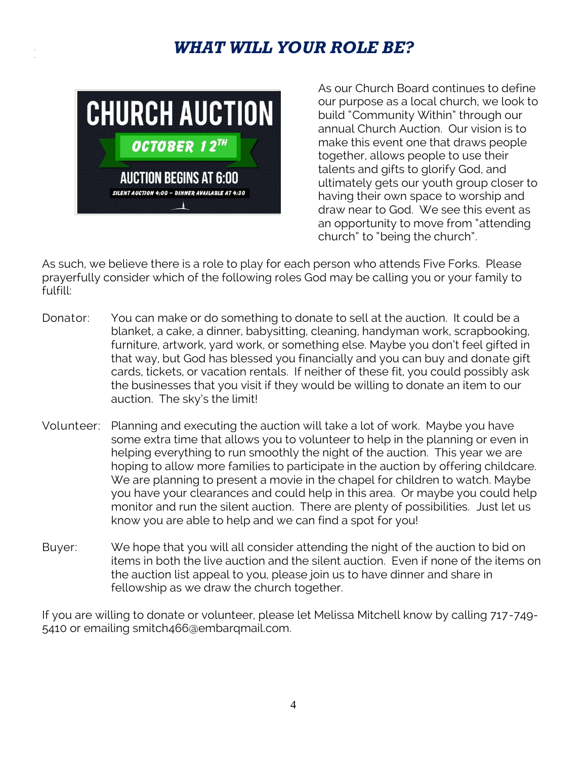# *WHAT WILL YOUR ROLE BE?*

**CHURCH AUCTION**

**OCTOBER 12TH**

**AUCTION BEGINS AT 6:00**

SILENT AUCTION 4:00 – DINNER AVAILABLE AT 4:30

As our Church Board continues to define our purpose as a local church, we look to build "Community Within" through our annual Church Auction. Our vision is to make this event one that draws people together, allows people to use their talents and gifts to glorify God, and ultimately gets our youth group closer to having their own space to worship and draw near to God. We see this event as an opportunity to move from "attending church" to "being the church".

As such, we believe there is a role to play for each person who attends Five Forks. Please prayerfully consider which of the following roles God may be calling you or your family to fulfill:

Donator: You can make or do something to donate to sell at the auction. It could be a blanket, a cake, a dinner, babysitting, cleaning, handyman work, scrapbooking, furniture, artwork, yard work, or something else. Maybe you don't feel gifted in that way, but God has blessed you financially and you can buy and donate gift cards, tickets, or vacation rentals. If neither of these fit, you could possibly ask the businesses that you visit if they would be willing to donate an item to our auction. The sky's the limit!

Volunteer: Planning and executing the auction will take a lot of work. Maybe you have some extra time that allows you to volunteer to help in the planning or even in helping everything to run smoothly the night of the auction. This year we are hoping to allow more families to participate in the auction by offering childcare. We are planning to present a movie in the chapel for children to watch. Maybe you have your clearances and could help in this area. Or maybe you could help monitor and run the silent auction. There are plenty of possibilities. Just let us know you are able to help and we can find a spot for you!

Buyer: We hope that you will all consider attending the night of the auction to bid on items in both the live auction and the silent auction. Even if none of the items on the auction list appeal to you, please join us to have dinner and share in fellowship as we draw the church together.

If you are willing to donate or volunteer, please let Melissa Mitchell know by calling 717-749-5410 or emailing smitch466@embarqmail.com.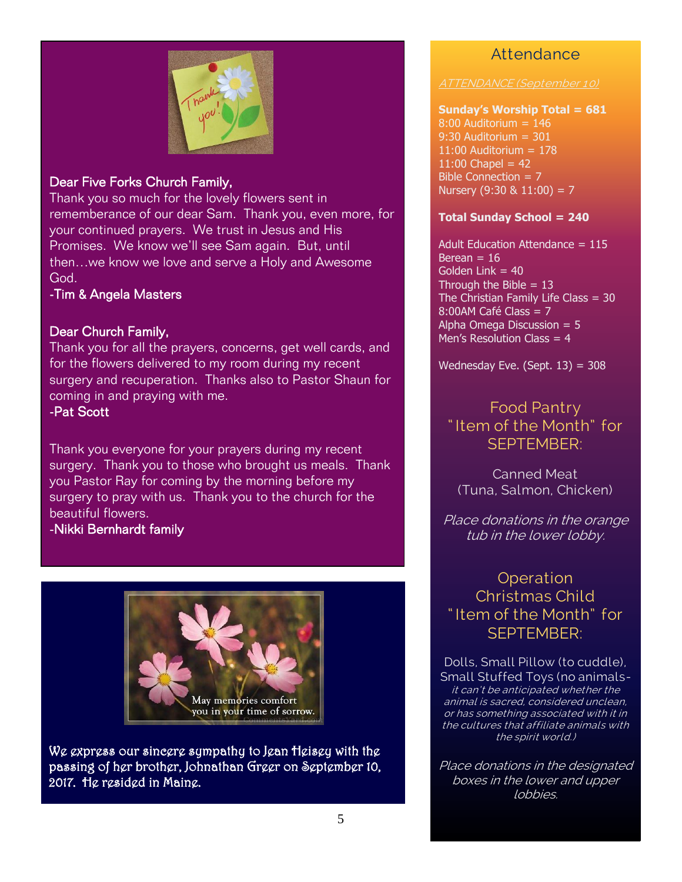Dear Five Forks Church Family,
Thank you so much for the lovely flowers sent in rememberance of our dear Sam. Thank you, even more, for your continued prayers. We trust in Jesus and His Promises. We know we'll see Sam again. But, until then…we know we love and serve a Holy and Awesome God.
-Tim & Angela Masters

Dear Church Family,
Thank you for all the prayers, concerns, get well cards, and for the flowers delivered to my room during my recent surgery and recuperation. Thanks also to Pastor Shaun for coming in and praying with me.
-Pat Scott

Thank you everyone for your prayers during my recent surgery. Thank you to those who brought us meals. Thank you Pastor Ray for coming by the morning before my surgery to pray with us. Thank you to the church for the beautiful flowers.
-Nikki Bernhardt family

We express our sincere sympathy to Jean Heisey with the passing of her brother, Johnathan Greer on September 10, 2017. He resided in Maine.

## Attendance

*ATTENDANCE (September 10)*

**Sunday's Worship Total = 681**
8:00 Auditorium = 146
9:30 Auditorium = 301
11:00 Auditorium = 178
11:00 Chapel = 42
Bible Connection = 7
Nursery (9:30 & 11:00) = 7

**Total Sunday School = 240**

Adult Education Attendance = 115
Berean = 16
Golden Link = 40
Through the Bible = 13
The Christian Family Life Class = 30
8:00AM Café Class = 7
Alpha Omega Discussion = 5
Men's Resolution Class = 4

Wednesday Eve. (Sept. 13) = 308

## Food Pantry "Item of the Month" for SEPTEMBER:

Canned Meat
(Tuna, Salmon, Chicken)

*Place donations in the orange tub in the lower lobby.*

## Operation Christmas Child "Item of the Month" for SEPTEMBER:

Dolls, Small Pillow (to cuddle), Small Stuffed Toys (no animals- *it can't be anticipated whether the animal is sacred, considered unclean, or has something associated with it in the cultures that affiliate animals with the spirit world.)*

*Place donations in the designated boxes in the lower and upper lobbies.*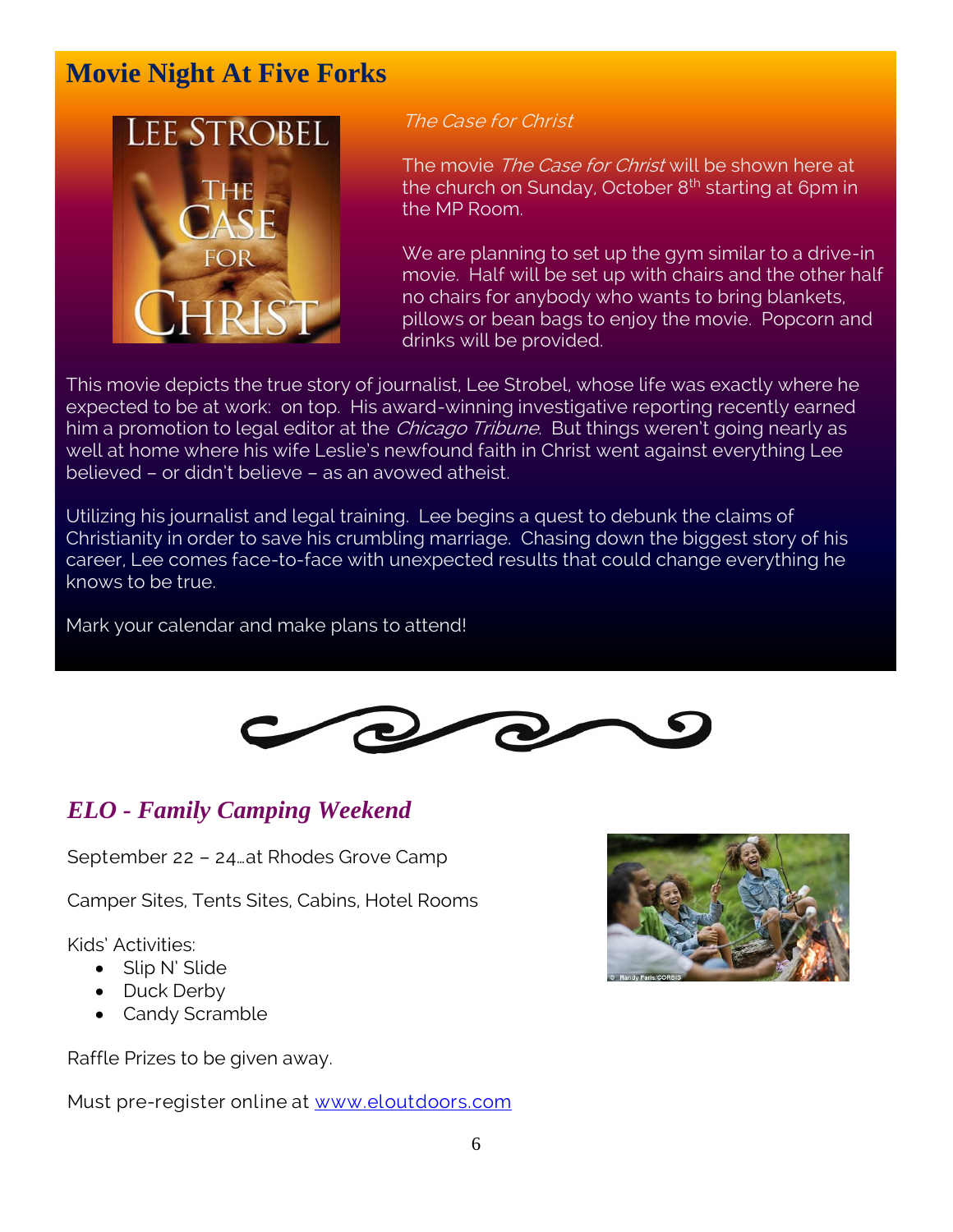# Movie Night At Five Forks

*The Case for Christ*

The movie *The Case for Christ* will be shown here at the church on Sunday, October 8th starting at 6pm in the MP Room.

We are planning to set up the gym similar to a drive-in movie. Half will be set up with chairs and the other half no chairs for anybody who wants to bring blankets, pillows or bean bags to enjoy the movie. Popcorn and drinks will be provided.

This movie depicts the true story of journalist, Lee Strobel, whose life was exactly where he expected to be at work: on top. His award-winning investigative reporting recently earned him a promotion to legal editor at the *Chicago Tribune*. But things weren't going nearly as well at home where his wife Leslie's newfound faith in Christ went against everything Lee believed – or didn't believe – as an avowed atheist.

Utilizing his journalist and legal training. Lee begins a quest to debunk the claims of Christianity in order to save his crumbling marriage. Chasing down the biggest story of his career, Lee comes face-to-face with unexpected results that could change everything he knows to be true.

Mark your calendar and make plans to attend!

## *ELO - Family Camping Weekend*

September 22 – 24…at Rhodes Grove Camp

Camper Sites, Tents Sites, Cabins, Hotel Rooms

Kids' Activities:

- Slip N' Slide
- Duck Derby
- Candy Scramble

Raffle Prizes to be given away.

Must pre-register online at www.eloutdoors.com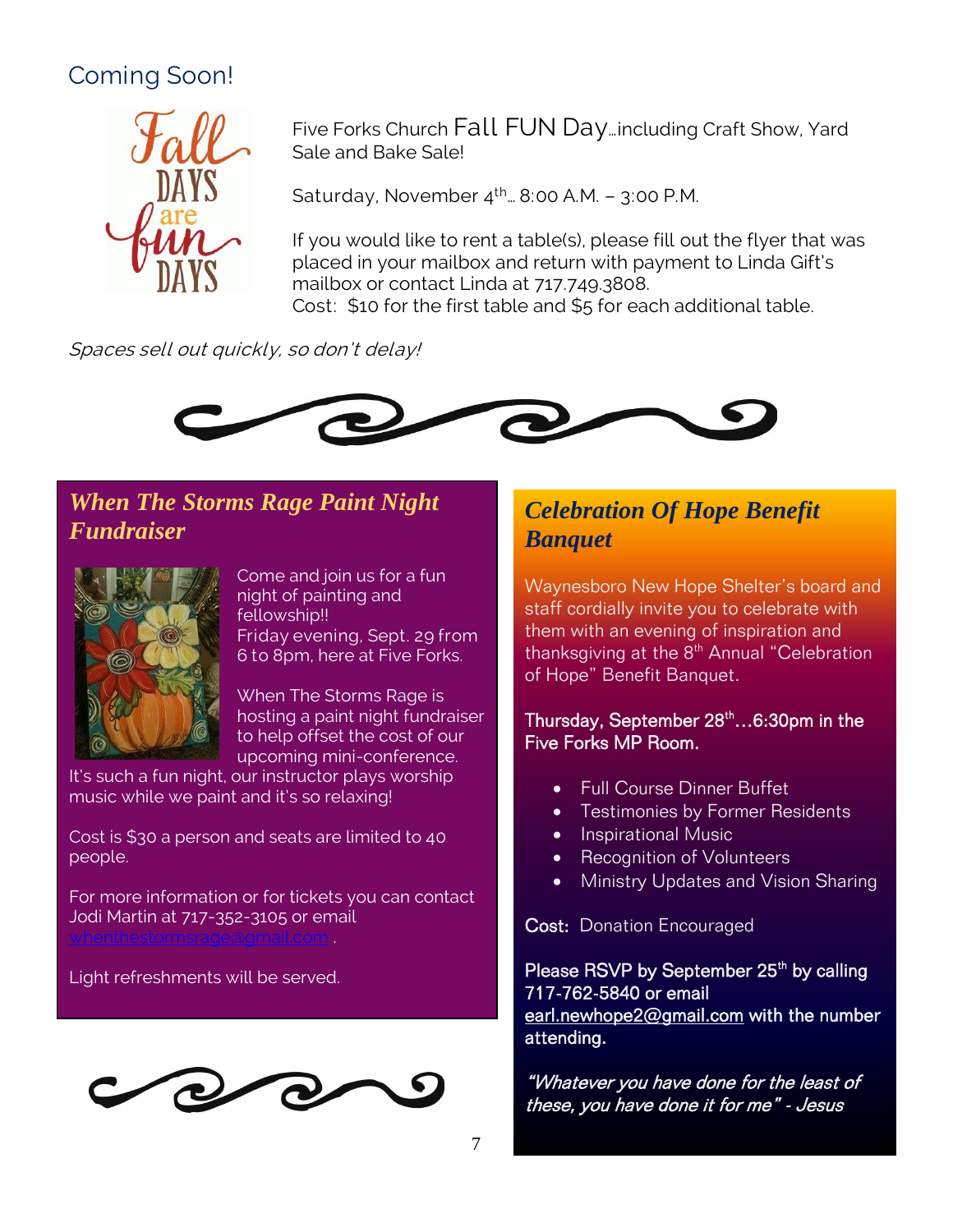## Coming Soon!

Five Forks Church Fall FUN Day…including Craft Show, Yard Sale and Bake Sale!

Saturday, November 4th… 8:00 A.M. – 3:00 P.M.

If you would like to rent a table(s), please fill out the flyer that was placed in your mailbox and return with payment to Linda Gift's mailbox or contact Linda at 717.749.3808.
Cost: $10 for the first table and $5 for each additional table.

*Spaces sell out quickly, so don't delay!*

### *When The Storms Rage Paint Night Fundraiser*

Come and join us for a fun night of painting and fellowship!!
Friday evening, Sept. 29 from 6 to 8pm, here at Five Forks.

When The Storms Rage is hosting a paint night fundraiser to help offset the cost of our upcoming mini-conference. It's such a fun night, our instructor plays worship music while we paint and it's so relaxing!

Cost is $30 a person and seats are limited to 40 people.

For more information or for tickets you can contact Jodi Martin at 717-352-3105 or email whenthestormsrage@gmail.com .

Light refreshments will be served.

### *Celebration Of Hope Benefit Banquet*

Waynesboro New Hope Shelter's board and staff cordially invite you to celebrate with them with an evening of inspiration and thanksgiving at the 8th Annual "Celebration of Hope" Benefit Banquet.

**Thursday, September 28th…6:30pm in the Five Forks MP Room.**

- Full Course Dinner Buffet
- Testimonies by Former Residents
- Inspirational Music
- Recognition of Volunteers
- Ministry Updates and Vision Sharing

**Cost:** Donation Encouraged

**Please RSVP by September 25th by calling 717-762-5840 or email earl.newhope2@gmail.com with the number attending.**

*"Whatever you have done for the least of these, you have done it for me" - Jesus*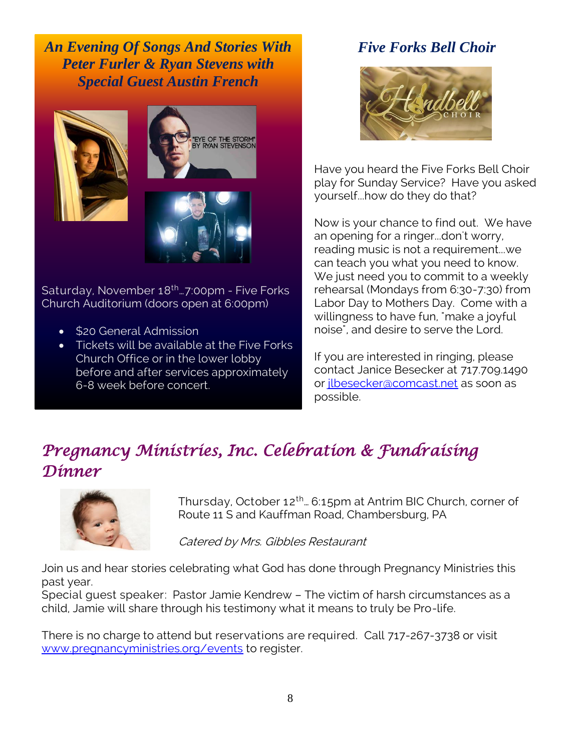## *An Evening Of Songs And Stories With Peter Furler & Ryan Stevens with Special Guest Austin French*

Saturday, November 18th…7:00pm - Five Forks Church Auditorium (doors open at 6:00pm)

- $20 General Admission
- Tickets will be available at the Five Forks Church Office or in the lower lobby before and after services approximately 6-8 week before concert.

## *Five Forks Bell Choir*

Have you heard the Five Forks Bell Choir play for Sunday Service? Have you asked yourself…how do they do that?

Now is your chance to find out. We have an opening for a ringer…don't worry, reading music is not a requirement…we can teach you what you need to know. We just need you to commit to a weekly rehearsal (Mondays from 6:30-7:30) from Labor Day to Mothers Day. Come with a willingness to have fun, "make a joyful noise", and desire to serve the Lord.

If you are interested in ringing, please contact Janice Besecker at 717.709.1490 or jlbesecker@comcast.net as soon as possible.

## *Pregnancy Ministries, Inc. Celebration & Fundraising Dinner*

Thursday, October 12th… 6:15pm at Antrim BIC Church, corner of Route 11 S and Kauffman Road, Chambersburg, PA

*Catered by Mrs. Gibbles Restaurant*

Join us and hear stories celebrating what God has done through Pregnancy Ministries this past year.
Special guest speaker: Pastor Jamie Kendrew – The victim of harsh circumstances as a child, Jamie will share through his testimony what it means to truly be Pro-life.

There is no charge to attend but reservations are required. Call 717-267-3738 or visit www.pregnancyministries.org/events to register.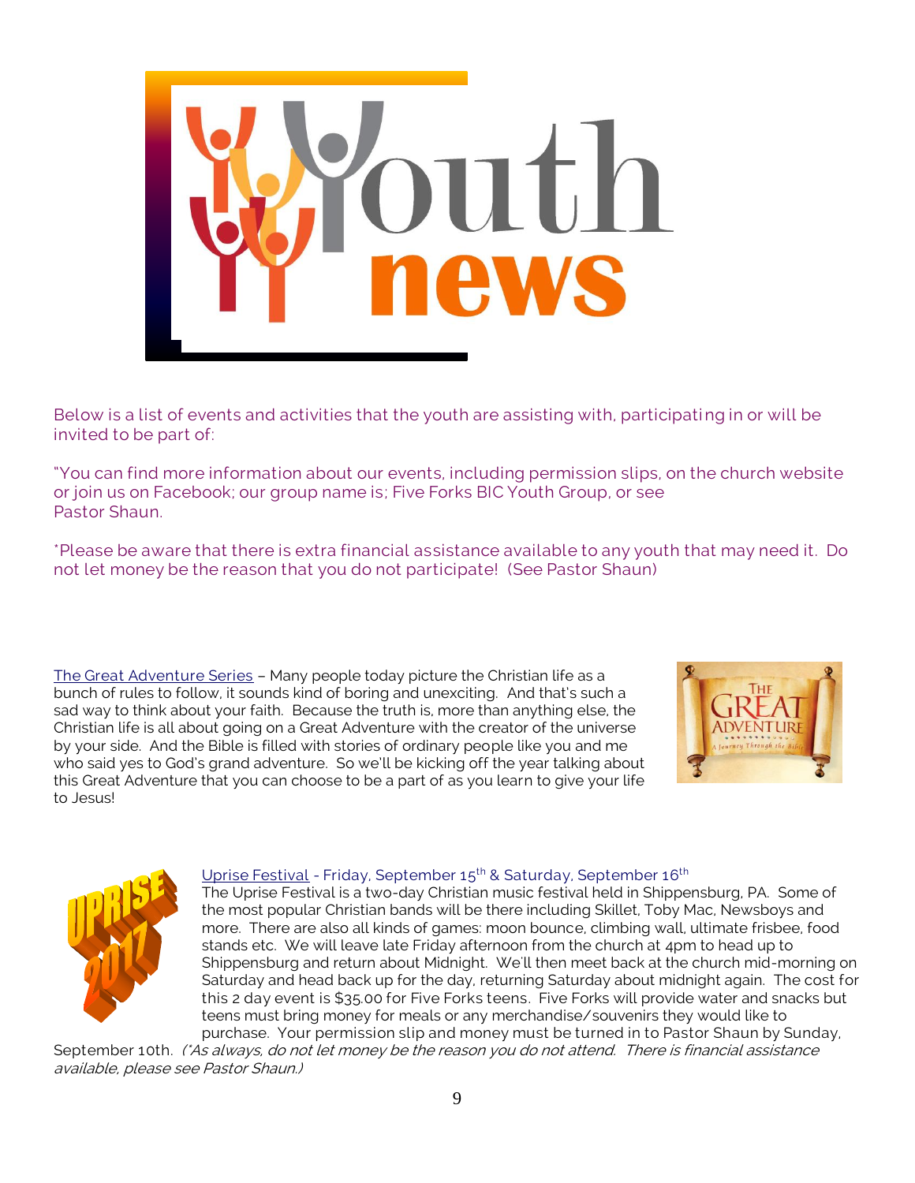# Youth news

Below is a list of events and activities that the youth are assisting with, participating in or will be invited to be part of:

"You can find more information about our events, including permission slips, on the church website or join us on Facebook; our group name is; Five Forks BIC Youth Group, or see Pastor Shaun.

*Please be aware that there is extra financial assistance available to any youth that may need it. Do not let money be the reason that you do not participate! (See Pastor Shaun)

The Great Adventure Series – Many people today picture the Christian life as a bunch of rules to follow, it sounds kind of boring and unexciting. And that's such a sad way to think about your faith. Because the truth is, more than anything else, the Christian life is all about going on a Great Adventure with the creator of the universe by your side. And the Bible is filled with stories of ordinary people like you and me who said yes to God's grand adventure. So we'll be kicking off the year talking about this Great Adventure that you can choose to be a part of as you learn to give your life to Jesus!

Uprise Festival - Friday, September 15th & Saturday, September 16th
The Uprise Festival is a two-day Christian music festival held in Shippensburg, PA. Some of the most popular Christian bands will be there including Skillet, Toby Mac, Newsboys and more. There are also all kinds of games: moon bounce, climbing wall, ultimate frisbee, food stands etc. We will leave late Friday afternoon from the church at 4pm to head up to Shippensburg and return about Midnight. We'll then meet back at the church mid-morning on Saturday and head back up for the day, returning Saturday about midnight again. The cost for this 2 day event is $35.00 for Five Forks teens. Five Forks will provide water and snacks but teens must bring money for meals or any merchandise/souvenirs they would like to purchase. Your permission slip and money must be turned in to Pastor Shaun by Sunday, September 10th. *(*As always, do not let money be the reason you do not attend. There is financial assistance available, please see Pastor Shaun.)*